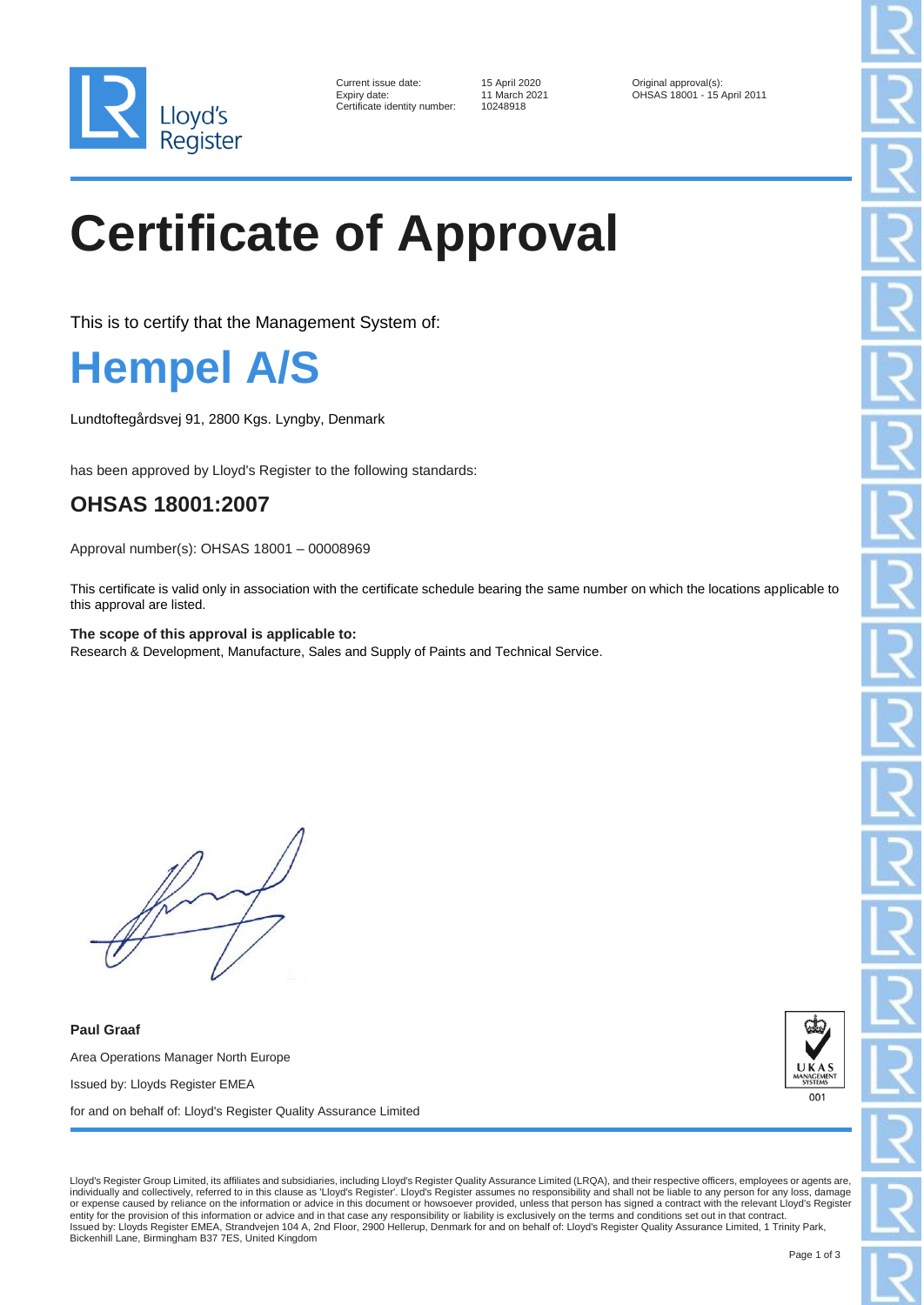Lloyd's Register

Current issue date: 15 April 2020
Expiry date: 11 March 2021
Certificate identity number: 10248918

Original approval(s):
OHSAS 18001 - 15 April 2011

# Certificate of Approval

This is to certify that the Management System of:

# Hempel A/S

Lundtoftegårdsvej 91, 2800 Kgs. Lyngby, Denmark

has been approved by Lloyd's Register to the following standards:

## OHSAS 18001:2007

Approval number(s): OHSAS 18001 – 00008969

This certificate is valid only in association with the certificate schedule bearing the same number on which the locations applicable to this approval are listed.

**The scope of this approval is applicable to:**
Research & Development, Manufacture, Sales and Supply of Paints and Technical Service.

**Paul Graaf**

Area Operations Manager North Europe

Issued by: Lloyds Register EMEA

for and on behalf of: Lloyd's Register Quality Assurance Limited

UKAS MANAGEMENT SYSTEMS 001

Lloyd's Register Group Limited, its affiliates and subsidiaries, including Lloyd's Register Quality Assurance Limited (LRQA), and their respective officers, employees or agents are, individually and collectively, referred to in this clause as 'Lloyd's Register'. Lloyd's Register assumes no responsibility and shall not be liable to any person for any loss, damage or expense caused by reliance on the information or advice in this document or howsoever provided, unless that person has signed a contract with the relevant Lloyd's Register entity for the provision of this information or advice and in that case any responsibility or liability is exclusively on the terms and conditions set out in that contract.
Issued by: Lloyds Register EMEA, Strandvejen 104 A, 2nd Floor, 2900 Hellerup, Denmark for and on behalf of: Lloyd's Register Quality Assurance Limited, 1 Trinity Park, Bickenhill Lane, Birmingham B37 7ES, United Kingdom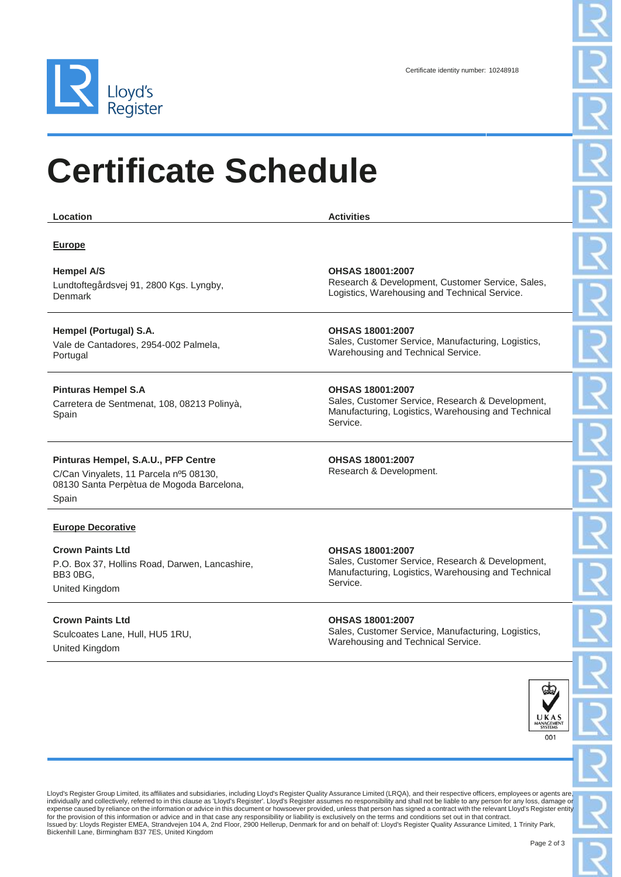Lloyd's Register

Certificate identity number: 10248918

# Certificate Schedule

| Location | Activities |
|---|---|
| **Europe** | |
| **Hempel A/S**<br>Lundtoftegårdsvej 91, 2800 Kgs. Lyngby, Denmark | **OHSAS 18001:2007**<br>Research & Development, Customer Service, Sales, Logistics, Warehousing and Technical Service. |
| **Hempel (Portugal) S.A.**<br>Vale de Cantadores, 2954-002 Palmela, Portugal | **OHSAS 18001:2007**<br>Sales, Customer Service, Manufacturing, Logistics, Warehousing and Technical Service. |
| **Pinturas Hempel S.A**<br>Carretera de Sentmenat, 108, 08213 Polinyà, Spain | **OHSAS 18001:2007**<br>Sales, Customer Service, Research & Development, Manufacturing, Logistics, Warehousing and Technical Service. |
| **Pinturas Hempel, S.A.U., PFP Centre**<br>C/Can Vinyalets, 11 Parcela nº5 08130, 08130 Santa Perpètua de Mogoda Barcelona, Spain | **OHSAS 18001:2007**<br>Research & Development. |
| **Europe Decorative** | |
| **Crown Paints Ltd**<br>P.O. Box 37, Hollins Road, Darwen, Lancashire, BB3 0BG, United Kingdom | **OHSAS 18001:2007**<br>Sales, Customer Service, Research & Development, Manufacturing, Logistics, Warehousing and Technical Service. |
| **Crown Paints Ltd**<br>Sculcoates Lane, Hull, HU5 1RU, United Kingdom | **OHSAS 18001:2007**<br>Sales, Customer Service, Manufacturing, Logistics, Warehousing and Technical Service. |

UKAS MANAGEMENT SYSTEMS 001

Lloyd's Register Group Limited, its affiliates and subsidiaries, including Lloyd's Register Quality Assurance Limited (LRQA), and their respective officers, employees or agents are, individually and collectively, referred to in this clause as 'Lloyd's Register'. Lloyd's Register assumes no responsibility and shall not be liable to any person for any loss, damage or expense caused by reliance on the information or advice in this document or howsoever provided, unless that person has signed a contract with the relevant Lloyd's Register entity for the provision of this information or advice and in that case any responsibility or liability is exclusively on the terms and conditions set out in that contract.
Issued by: Lloyds Register EMEA, Strandvejen 104 A, 2nd Floor, 2900 Hellerup, Denmark for and on behalf of: Lloyd's Register Quality Assurance Limited, 1 Trinity Park, Bickenhill Lane, Birmingham B37 7ES, United Kingdom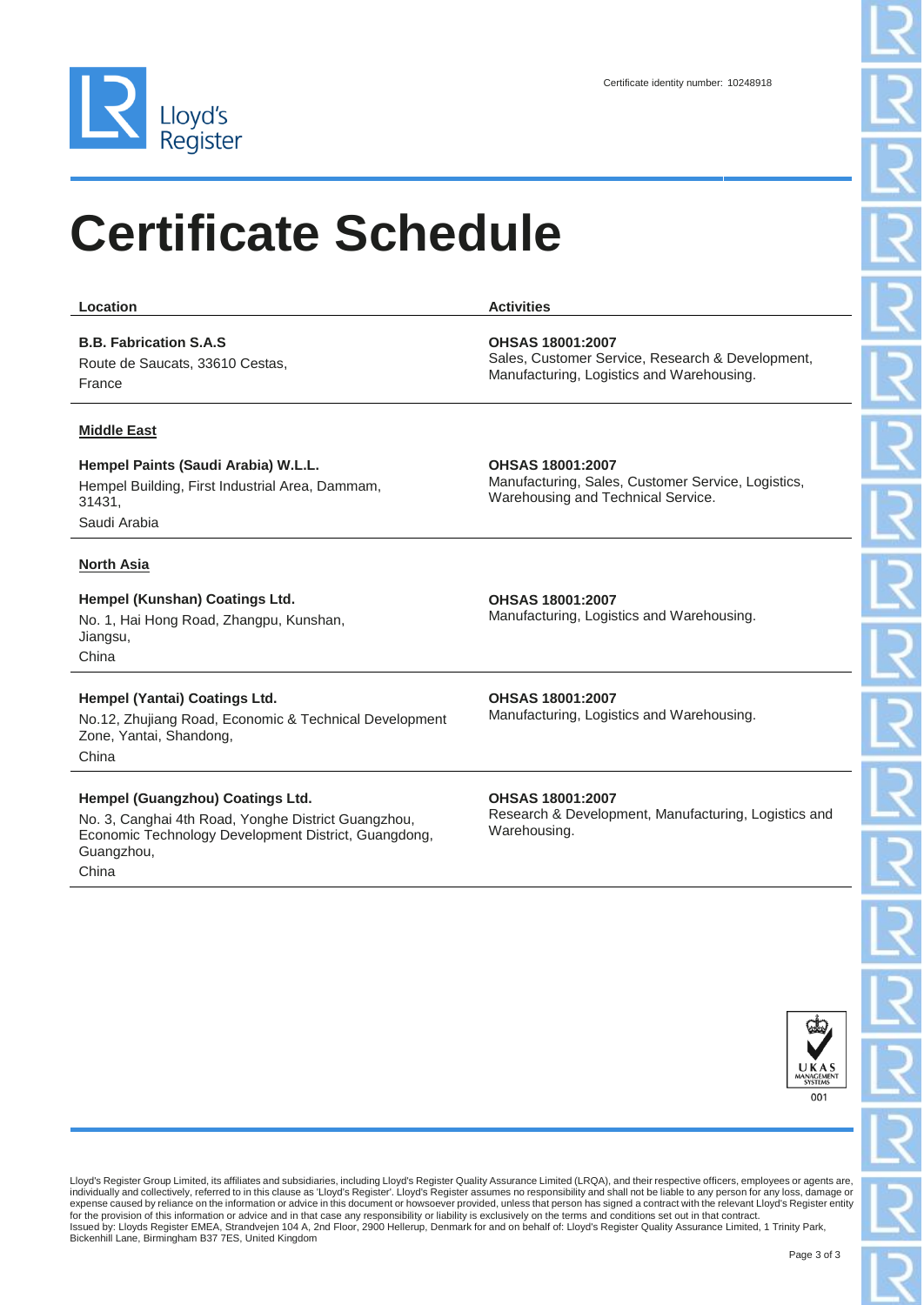Certificate identity number: 10248918

# Certificate Schedule

| Location | Activities |
| --- | --- |
| **B.B. Fabrication S.A.S**<br>Route de Saucats, 33610 Cestas,<br>France | **OHSAS 18001:2007**<br>Sales, Customer Service, Research & Development, Manufacturing, Logistics and Warehousing. |
| **Middle East** | |
| **Hempel Paints (Saudi Arabia) W.L.L.**<br>Hempel Building, First Industrial Area, Dammam, 31431,<br>Saudi Arabia | **OHSAS 18001:2007**<br>Manufacturing, Sales, Customer Service, Logistics, Warehousing and Technical Service. |
| **North Asia** | |
| **Hempel (Kunshan) Coatings Ltd.**<br>No. 1, Hai Hong Road, Zhangpu, Kunshan, Jiangsu,<br>China | **OHSAS 18001:2007**<br>Manufacturing, Logistics and Warehousing. |
| **Hempel (Yantai) Coatings Ltd.**<br>No.12, Zhujiang Road, Economic & Technical Development Zone, Yantai, Shandong,<br>China | **OHSAS 18001:2007**<br>Manufacturing, Logistics and Warehousing. |
| **Hempel (Guangzhou) Coatings Ltd.**<br>No. 3, Canghai 4th Road, Yonghe District Guangzhou, Economic Technology Development District, Guangdong, Guangzhou,<br>China | **OHSAS 18001:2007**<br>Research & Development, Manufacturing, Logistics and Warehousing. |

UKAS MANAGEMENT SYSTEMS 001

Lloyd's Register Group Limited, its affiliates and subsidiaries, including Lloyd's Register Quality Assurance Limited (LRQA), and their respective officers, employees or agents are, individually and collectively, referred to in this clause as 'Lloyd's Register'. Lloyd's Register assumes no responsibility and shall not be liable to any person for any loss, damage or expense caused by reliance on the information or advice in this document or howsoever provided, unless that person has signed a contract with the relevant Lloyd's Register entity for the provision of this information or advice and in that case any responsibility or liability is exclusively on the terms and conditions set out in that contract.
Issued by: Lloyds Register EMEA, Strandvejen 104 A, 2nd Floor, 2900 Hellerup, Denmark for and on behalf of: Lloyd's Register Quality Assurance Limited, 1 Trinity Park, Bickenhill Lane, Birmingham B37 7ES, United Kingdom